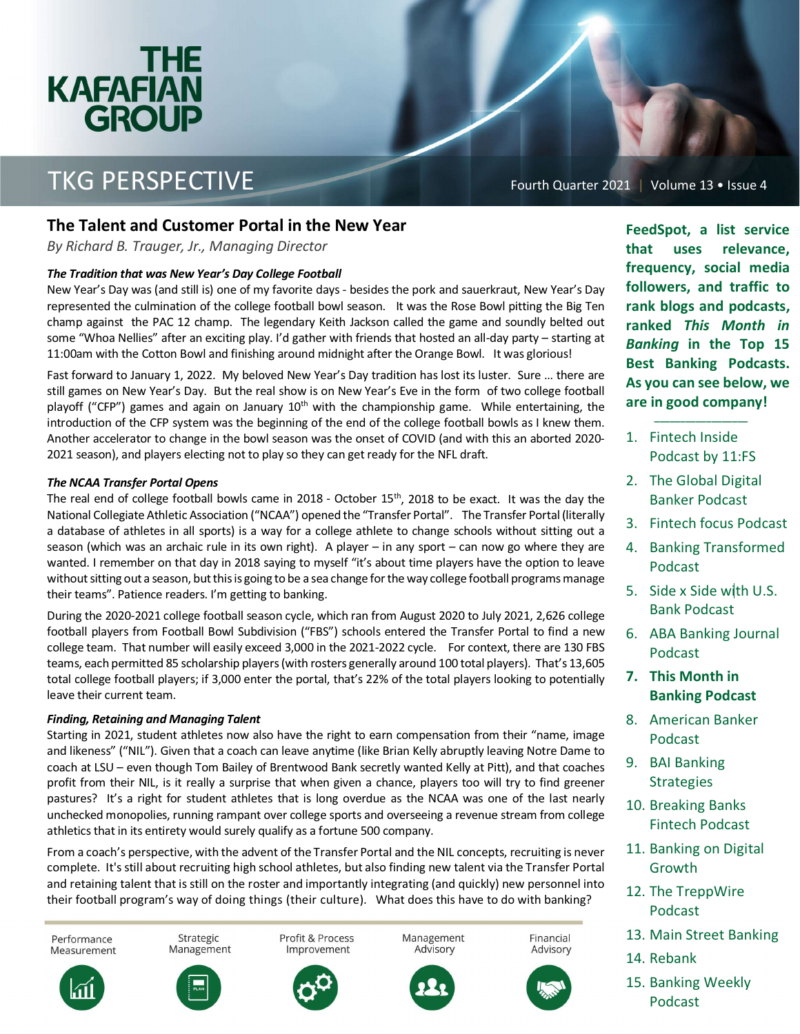# THE KAFAFIAN GROUP

## TKG PERSPECTIVE

Fourth Quarter 2021 | Volume 13 • Issue 4

## The Talent and Customer Portal in the New Year

*By Richard B. Trauger, Jr., Managing Director*

### *The Tradition that was New Year's Day College Football*

New Year's Day was (and still is) one of my favorite days - besides the pork and sauerkraut, New Year's Day represented the culmination of the college football bowl season. It was the Rose Bowl pitting the Big Ten champ against the PAC 12 champ. The legendary Keith Jackson called the game and soundly belted out some "Whoa Nellies" after an exciting play. I'd gather with friends that hosted an all-day party – starting at 11:00am with the Cotton Bowl and finishing around midnight after the Orange Bowl. It was glorious!

Fast forward to January 1, 2022. My beloved New Year's Day tradition has lost its luster. Sure … there are still games on New Year's Day. But the real show is on New Year's Eve in the form of two college football playoff ("CFP") games and again on January 10th with the championship game. While entertaining, the introduction of the CFP system was the beginning of the end of the college football bowls as I knew them. Another accelerator to change in the bowl season was the onset of COVID (and with this an aborted 2020-2021 season), and players electing not to play so they can get ready for the NFL draft.

### *The NCAA Transfer Portal Opens*

The real end of college football bowls came in 2018 - October 15th, 2018 to be exact. It was the day the National Collegiate Athletic Association ("NCAA") opened the "Transfer Portal". The Transfer Portal (literally a database of athletes in all sports) is a way for a college athlete to change schools without sitting out a season (which was an archaic rule in its own right). A player – in any sport – can now go where they are wanted. I remember on that day in 2018 saying to myself "it's about time players have the option to leave without sitting out a season, but this is going to be a sea change for the way college football programs manage their teams". Patience readers. I'm getting to banking.

During the 2020-2021 college football season cycle, which ran from August 2020 to July 2021, 2,626 college football players from Football Bowl Subdivision ("FBS") schools entered the Transfer Portal to find a new college team. That number will easily exceed 3,000 in the 2021-2022 cycle. For context, there are 130 FBS teams, each permitted 85 scholarship players (with rosters generally around 100 total players). That's 13,605 total college football players; if 3,000 enter the portal, that's 22% of the total players looking to potentially leave their current team.

### *Finding, Retaining and Managing Talent*

Starting in 2021, student athletes now also have the right to earn compensation from their "name, image and likeness" ("NIL"). Given that a coach can leave anytime (like Brian Kelly abruptly leaving Notre Dame to coach at LSU – even though Tom Bailey of Brentwood Bank secretly wanted Kelly at Pitt), and that coaches profit from their NIL, is it really a surprise that when given a chance, players too will try to find greener pastures? It's a right for student athletes that is long overdue as the NCAA was one of the last nearly unchecked monopolies, running rampant over college sports and overseeing a revenue stream from college athletics that in its entirety would surely qualify as a fortune 500 company.

From a coach's perspective, with the advent of the Transfer Portal and the NIL concepts, recruiting is never complete. It's still about recruiting high school athletes, but also finding new talent via the Transfer Portal and retaining talent that is still on the roster and importantly integrating (and quickly) new personnel into their football program's way of doing things (their culture). What does this have to do with banking?

Performance Measurement | Strategic Management | Profit & Process Improvement | Management Advisory | Financial Advisory

---

**FeedSpot, a list service that uses relevance, frequency, social media followers, and traffic to rank blogs and podcasts, ranked *This Month in Banking* in the Top 15 Best Banking Podcasts. As you can see below, we are in good company!**

1. Fintech Inside Podcast by 11:FS
2. The Global Digital Banker Podcast
3. Fintech focus Podcast
4. Banking Transformed Podcast
5. Side x Side with U.S. Bank Podcast
6. ABA Banking Journal Podcast
7. **This Month in Banking Podcast**
8. American Banker Podcast
9. BAI Banking Strategies
10. Breaking Banks Fintech Podcast
11. Banking on Digital Growth
12. The TreppWire Podcast
13. Main Street Banking
14. Rebank
15. Banking Weekly Podcast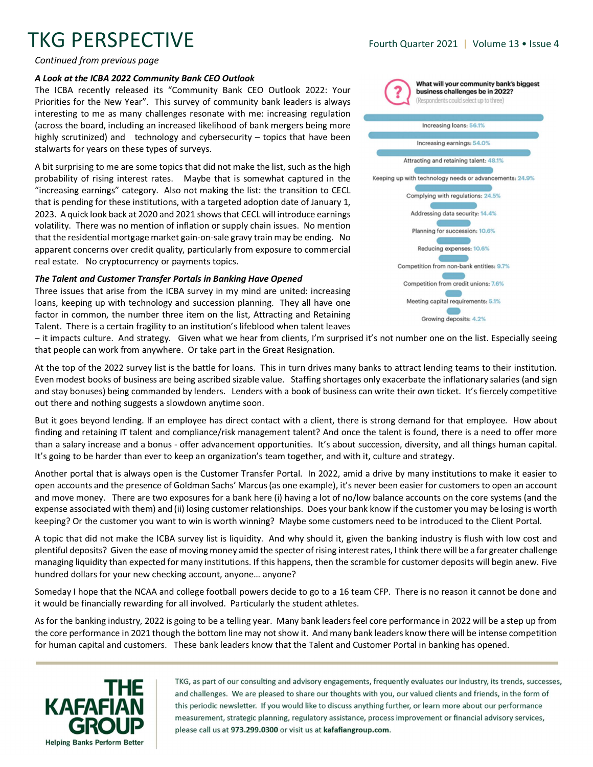# TKG PERSPECTIVE

*Continued from previous page*

***A Look at the ICBA 2022 Community Bank CEO Outlook***

The ICBA recently released its "Community Bank CEO Outlook 2022: Your Priorities for the New Year". This survey of community bank leaders is always interesting to me as many challenges resonate with me: increasing regulation (across the board, including an increased likelihood of bank mergers being more highly scrutinized) and technology and cybersecurity – topics that have been stalwarts for years on these types of surveys.

A bit surprising to me are some topics that did not make the list, such as the high probability of rising interest rates. Maybe that is somewhat captured in the "increasing earnings" category. Also not making the list: the transition to CECL that is pending for these institutions, with a targeted adoption date of January 1, 2023. A quick look back at 2020 and 2021 shows that CECL will introduce earnings volatility. There was no mention of inflation or supply chain issues. No mention that the residential mortgage market gain-on-sale gravy train may be ending. No apparent concerns over credit quality, particularly from exposure to commercial real estate. No cryptocurrency or payments topics.

What will your community bank's biggest business challenges be in 2022?
(Respondents could select up to three)

Increasing loans: 56.1%
Increasing earnings: 54.0%
Attracting and retaining talent: 48.1%
Keeping up with technology needs or advancements: 24.9%
Complying with regulations: 24.5%
Addressing data security: 14.4%
Planning for succession: 10.6%
Reducing expenses: 10.6%
Competition from non-bank entities: 9.7%
Competition from credit unions: 7.6%
Meeting capital requirements: 5.1%
Growing deposits: 4.2%

***The Talent and Customer Transfer Portals in Banking Have Opened***

Three issues that arise from the ICBA survey in my mind are united: increasing loans, keeping up with technology and succession planning. They all have one factor in common, the number three item on the list, Attracting and Retaining Talent. There is a certain fragility to an institution's lifeblood when talent leaves – it impacts culture. And strategy. Given what we hear from clients, I'm surprised it's not number one on the list. Especially seeing that people can work from anywhere. Or take part in the Great Resignation.

At the top of the 2022 survey list is the battle for loans. This in turn drives many banks to attract lending teams to their institution. Even modest books of business are being ascribed sizable value. Staffing shortages only exacerbate the inflationary salaries (and sign and stay bonuses) being commanded by lenders. Lenders with a book of business can write their own ticket. It's fiercely competitive out there and nothing suggests a slowdown anytime soon.

But it goes beyond lending. If an employee has direct contact with a client, there is strong demand for that employee. How about finding and retaining IT talent and compliance/risk management talent? And once the talent is found, there is a need to offer more than a salary increase and a bonus - offer advancement opportunities. It's about succession, diversity, and all things human capital. It's going to be harder than ever to keep an organization's team together, and with it, culture and strategy.

Another portal that is always open is the Customer Transfer Portal. In 2022, amid a drive by many institutions to make it easier to open accounts and the presence of Goldman Sachs' Marcus (as one example), it's never been easier for customers to open an account and move money. There are two exposures for a bank here (i) having a lot of no/low balance accounts on the core systems (and the expense associated with them) and (ii) losing customer relationships. Does your bank know if the customer you may be losing is worth keeping? Or the customer you want to win is worth winning? Maybe some customers need to be introduced to the Client Portal.

A topic that did not make the ICBA survey list is liquidity. And why should it, given the banking industry is flush with low cost and plentiful deposits? Given the ease of moving money amid the specter of rising interest rates, I think there will be a far greater challenge managing liquidity than expected for many institutions. If this happens, then the scramble for customer deposits will begin anew. Five hundred dollars for your new checking account, anyone… anyone?

Someday I hope that the NCAA and college football powers decide to go to a 16 team CFP. There is no reason it cannot be done and it would be financially rewarding for all involved. Particularly the student athletes.

As for the banking industry, 2022 is going to be a telling year. Many bank leaders feel core performance in 2022 will be a step up from the core performance in 2021 though the bottom line may not show it. And many bank leaders know there will be intense competition for human capital and customers. These bank leaders know that the Talent and Customer Portal in banking has opened.

---

**THE KAFAFIAN GROUP**
Helping Banks Perform Better

TKG, as part of our consulting and advisory engagements, frequently evaluates our industry, its trends, successes, and challenges. We are pleased to share our thoughts with you, our valued clients and friends, in the form of this periodic newsletter. If you would like to discuss anything further, or learn more about our performance measurement, strategic planning, regulatory assistance, process improvement or financial advisory services, please call us at **973.299.0300** or visit us at **kafafiangroup.com**.